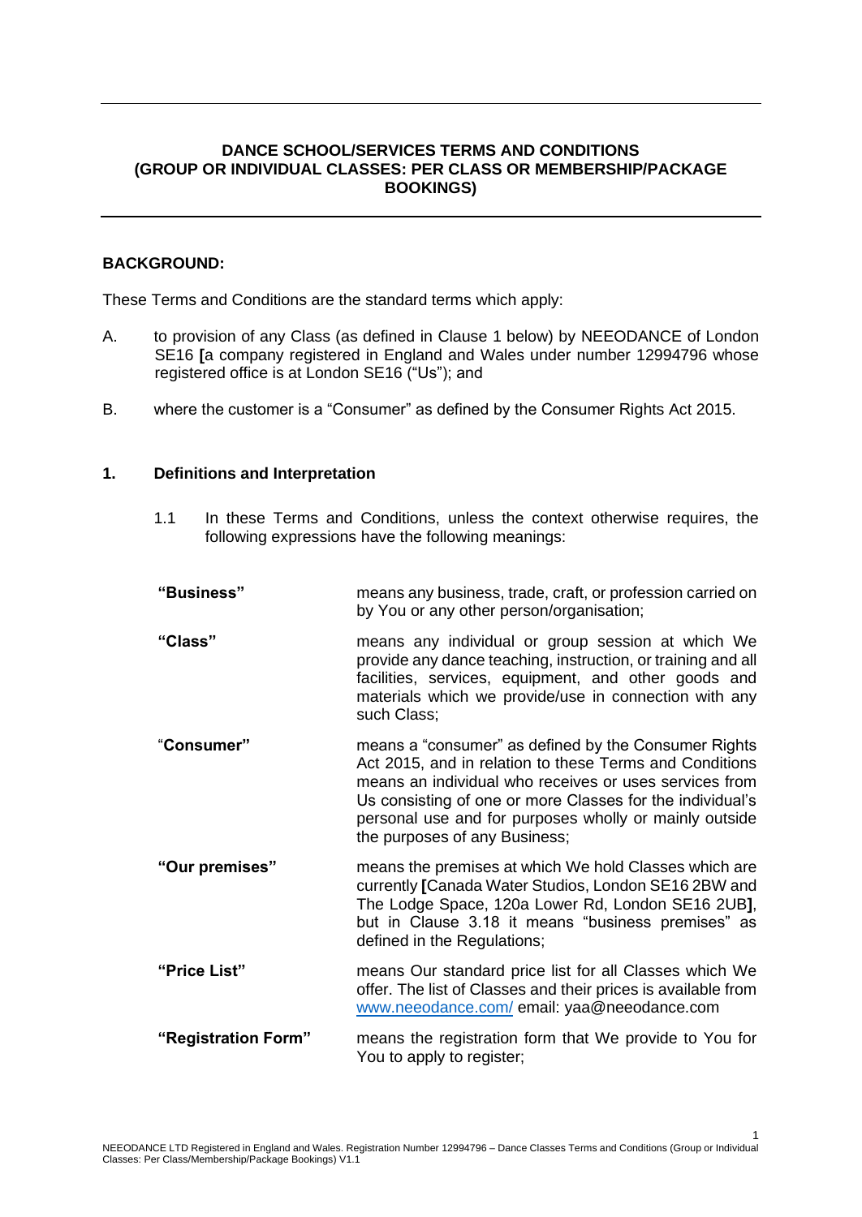# DANCE SCHOOL/SERVICES TERMS AND CONDITIONS (GROUP OR INDIVIDUAL CLASSES: PER CLASS OR MEMBERSHIP/PACKAGE BOOKINGS)

**BACKGROUND:**

These Terms and Conditions are the standard terms which apply:

A. to provision of any Class (as defined in Clause 1 below) by NEEODANCE of London SE16 **[**a company registered in England and Wales under number 12994796 whose registered office is at London SE16 ("Us"); and

B. where the customer is a "Consumer" as defined by the Consumer Rights Act 2015.

## 1. Definitions and Interpretation

1.1 In these Terms and Conditions, unless the context otherwise requires, the following expressions have the following meanings:

| | |
|---|---|
| **"Business"** | means any business, trade, craft, or profession carried on by You or any other person/organisation; |
| **"Class"** | means any individual or group session at which We provide any dance teaching, instruction, or training and all facilities, services, equipment, and other goods and materials which we provide/use in connection with any such Class; |
| **"Consumer"** | means a "consumer" as defined by the Consumer Rights Act 2015, and in relation to these Terms and Conditions means an individual who receives or uses services from Us consisting of one or more Classes for the individual's personal use and for purposes wholly or mainly outside the purposes of any Business; |
| **"Our premises"** | means the premises at which We hold Classes which are currently **[**Canada Water Studios, London SE16 2BW and The Lodge Space, 120a Lower Rd, London SE16 2UB**]**, but in Clause 3.18 it means "business premises" as defined in the Regulations; |
| **"Price List"** | means Our standard price list for all Classes which We offer. The list of Classes and their prices is available from www.neeodance.com/ email: yaa@neeodance.com |
| **"Registration Form"** | means the registration form that We provide to You for You to apply to register; |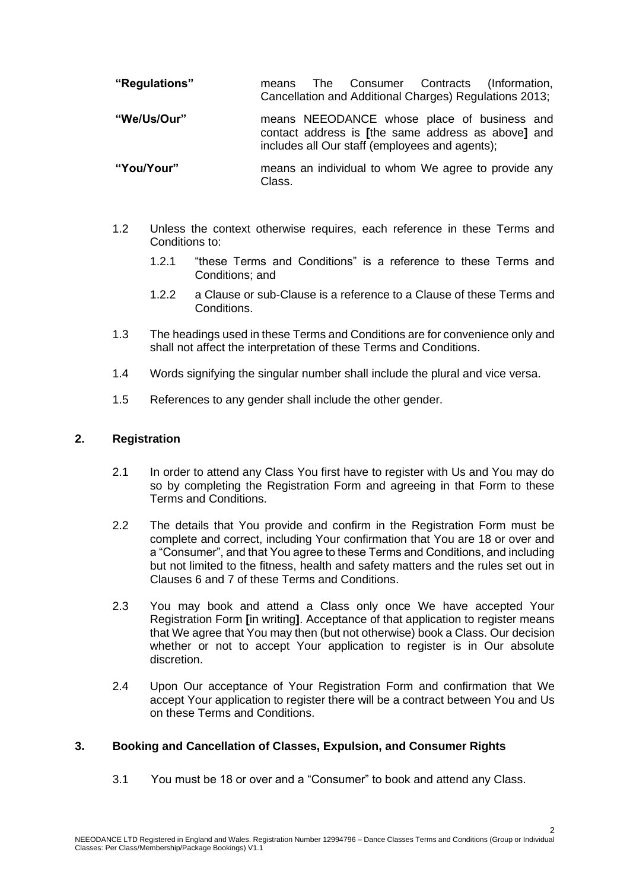| | |
|---|---|
| **"Regulations"** | means The Consumer Contracts (Information, Cancellation and Additional Charges) Regulations 2013; |
| **"We/Us/Our"** | means NEEODANCE whose place of business and contact address is **[**the same address as above**]** and includes all Our staff (employees and agents); |
| **"You/Your"** | means an individual to whom We agree to provide any Class. |

1.2 Unless the context otherwise requires, each reference in these Terms and Conditions to:

1.2.1 "these Terms and Conditions" is a reference to these Terms and Conditions; and

1.2.2 a Clause or sub-Clause is a reference to a Clause of these Terms and Conditions.

1.3 The headings used in these Terms and Conditions are for convenience only and shall not affect the interpretation of these Terms and Conditions.

1.4 Words signifying the singular number shall include the plural and vice versa.

1.5 References to any gender shall include the other gender.

## 2. Registration

2.1 In order to attend any Class You first have to register with Us and You may do so by completing the Registration Form and agreeing in that Form to these Terms and Conditions.

2.2 The details that You provide and confirm in the Registration Form must be complete and correct, including Your confirmation that You are 18 or over and a "Consumer", and that You agree to these Terms and Conditions, and including but not limited to the fitness, health and safety matters and the rules set out in Clauses 6 and 7 of these Terms and Conditions.

2.3 You may book and attend a Class only once We have accepted Your Registration Form **[**in writing**]**. Acceptance of that application to register means that We agree that You may then (but not otherwise) book a Class. Our decision whether or not to accept Your application to register is in Our absolute discretion.

2.4 Upon Our acceptance of Your Registration Form and confirmation that We accept Your application to register there will be a contract between You and Us on these Terms and Conditions.

## 3. Booking and Cancellation of Classes, Expulsion, and Consumer Rights

3.1 You must be 18 or over and a "Consumer" to book and attend any Class.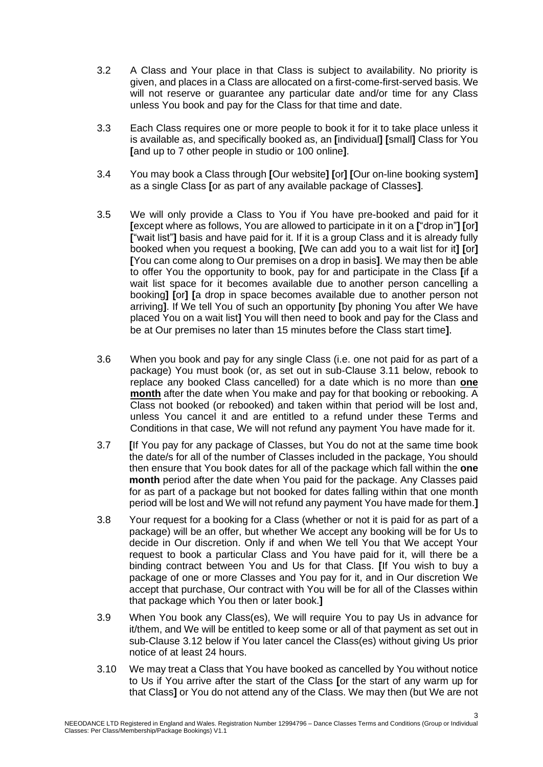3.2 A Class and Your place in that Class is subject to availability. No priority is given, and places in a Class are allocated on a first-come-first-served basis. We will not reserve or guarantee any particular date and/or time for any Class unless You book and pay for the Class for that time and date.

3.3 Each Class requires one or more people to book it for it to take place unless it is available as, and specifically booked as, an **[**individual**]** **[**small**]** Class for You **[**and up to 7 other people in studio or 100 online**]**.

3.4 You may book a Class through **[**Our website**]** **[**or**]** **[**Our on-line booking system**]** as a single Class **[**or as part of any available package of Classes**]**.

3.5 We will only provide a Class to You if You have pre-booked and paid for it **[**except where as follows, You are allowed to participate in it on a **[**"drop in"**]** **[**or**]** **[**"wait list"**]** basis and have paid for it. If it is a group Class and it is already fully booked when you request a booking, **[**We can add you to a wait list for it**]** **[**or**]** **[**You can come along to Our premises on a drop in basis**]**. We may then be able to offer You the opportunity to book, pay for and participate in the Class **[**if a wait list space for it becomes available due to another person cancelling a booking**]** **[**or**]** **[**a drop in space becomes available due to another person not arriving**]**. If We tell You of such an opportunity **[**by phoning You after We have placed You on a wait list**]** You will then need to book and pay for the Class and be at Our premises no later than 15 minutes before the Class start time**]**.

3.6 When you book and pay for any single Class (i.e. one not paid for as part of a package) You must book (or, as set out in sub-Clause 3.11 below, rebook to replace any booked Class cancelled) for a date which is no more than **one month** after the date when You make and pay for that booking or rebooking. A Class not booked (or rebooked) and taken within that period will be lost and, unless You cancel it and are entitled to a refund under these Terms and Conditions in that case, We will not refund any payment You have made for it.

3.7 **[**If You pay for any package of Classes, but You do not at the same time book the date/s for all of the number of Classes included in the package, You should then ensure that You book dates for all of the package which fall within the **one month** period after the date when You paid for the package. Any Classes paid for as part of a package but not booked for dates falling within that one month period will be lost and We will not refund any payment You have made for them.**]**

3.8 Your request for a booking for a Class (whether or not it is paid for as part of a package) will be an offer, but whether We accept any booking will be for Us to decide in Our discretion. Only if and when We tell You that We accept Your request to book a particular Class and You have paid for it, will there be a binding contract between You and Us for that Class. **[**If You wish to buy a package of one or more Classes and You pay for it, and in Our discretion We accept that purchase, Our contract with You will be for all of the Classes within that package which You then or later book.**]**

3.9 When You book any Class(es), We will require You to pay Us in advance for it/them, and We will be entitled to keep some or all of that payment as set out in sub-Clause 3.12 below if You later cancel the Class(es) without giving Us prior notice of at least 24 hours.

3.10 We may treat a Class that You have booked as cancelled by You without notice to Us if You arrive after the start of the Class **[**or the start of any warm up for that Class**]** or You do not attend any of the Class. We may then (but We are not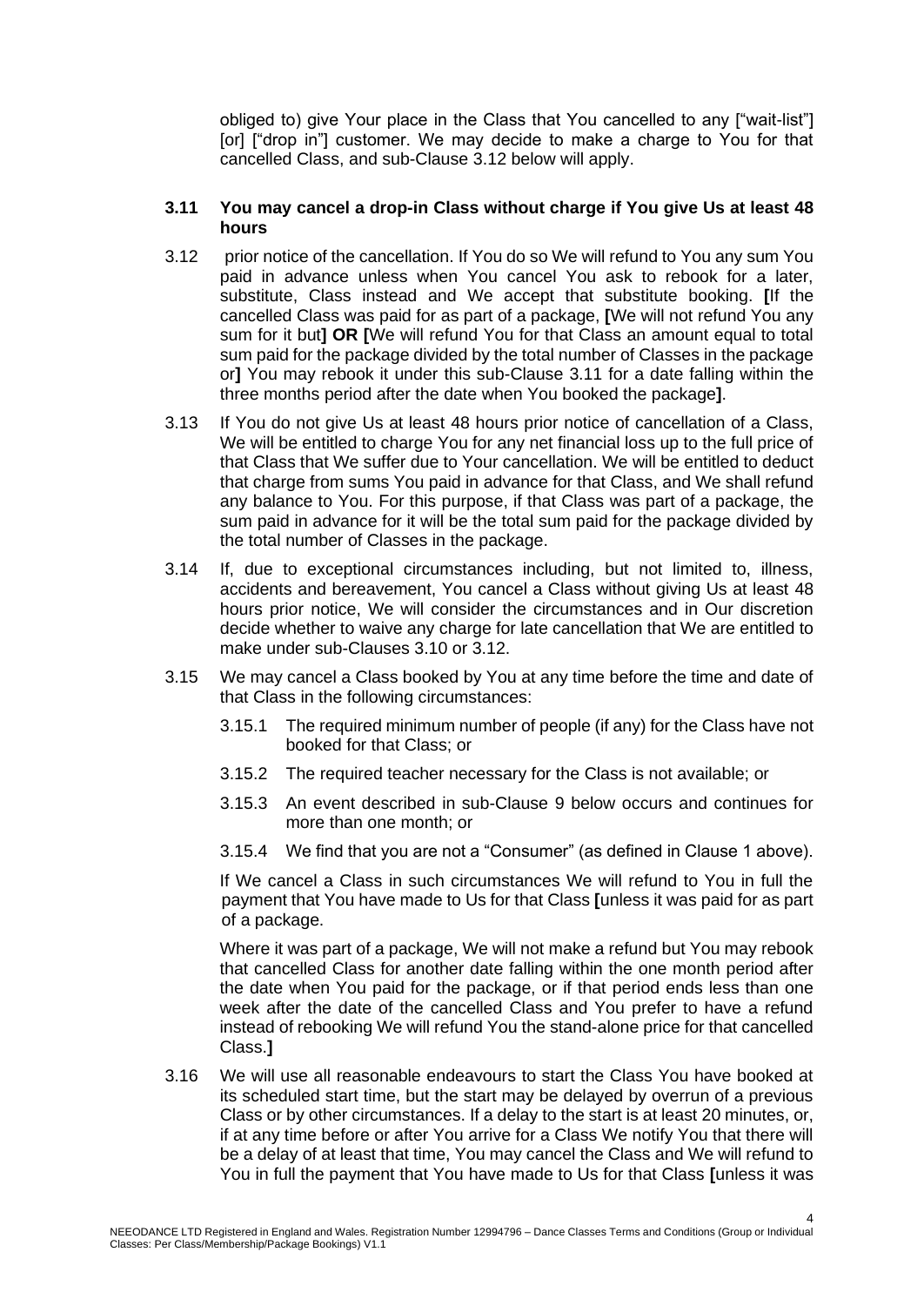obliged to) give Your place in the Class that You cancelled to any ["wait-list"] [or] ["drop in"] customer. We may decide to make a charge to You for that cancelled Class, and sub-Clause 3.12 below will apply.

**3.11 You may cancel a drop-in Class without charge if You give Us at least 48 hours**

3.12 prior notice of the cancellation. If You do so We will refund to You any sum You paid in advance unless when You cancel You ask to rebook for a later, substitute, Class instead and We accept that substitute booking. **[**If the cancelled Class was paid for as part of a package, **[**We will not refund You any sum for it but**]** **OR** **[**We will refund You for that Class an amount equal to total sum paid for the package divided by the total number of Classes in the package or**]** You may rebook it under this sub-Clause 3.11 for a date falling within the three months period after the date when You booked the package**]**.

3.13 If You do not give Us at least 48 hours prior notice of cancellation of a Class, We will be entitled to charge You for any net financial loss up to the full price of that Class that We suffer due to Your cancellation. We will be entitled to deduct that charge from sums You paid in advance for that Class, and We shall refund any balance to You. For this purpose, if that Class was part of a package, the sum paid in advance for it will be the total sum paid for the package divided by the total number of Classes in the package.

3.14 If, due to exceptional circumstances including, but not limited to, illness, accidents and bereavement, You cancel a Class without giving Us at least 48 hours prior notice, We will consider the circumstances and in Our discretion decide whether to waive any charge for late cancellation that We are entitled to make under sub-Clauses 3.10 or 3.12.

3.15 We may cancel a Class booked by You at any time before the time and date of that Class in the following circumstances:

3.15.1 The required minimum number of people (if any) for the Class have not booked for that Class; or

3.15.2 The required teacher necessary for the Class is not available; or

3.15.3 An event described in sub-Clause 9 below occurs and continues for more than one month; or

3.15.4 We find that you are not a "Consumer" (as defined in Clause 1 above).

If We cancel a Class in such circumstances We will refund to You in full the payment that You have made to Us for that Class **[**unless it was paid for as part of a package.

Where it was part of a package, We will not make a refund but You may rebook that cancelled Class for another date falling within the one month period after the date when You paid for the package, or if that period ends less than one week after the date of the cancelled Class and You prefer to have a refund instead of rebooking We will refund You the stand-alone price for that cancelled Class.**]**

3.16 We will use all reasonable endeavours to start the Class You have booked at its scheduled start time, but the start may be delayed by overrun of a previous Class or by other circumstances. If a delay to the start is at least 20 minutes, or, if at any time before or after You arrive for a Class We notify You that there will be a delay of at least that time, You may cancel the Class and We will refund to You in full the payment that You have made to Us for that Class **[**unless it was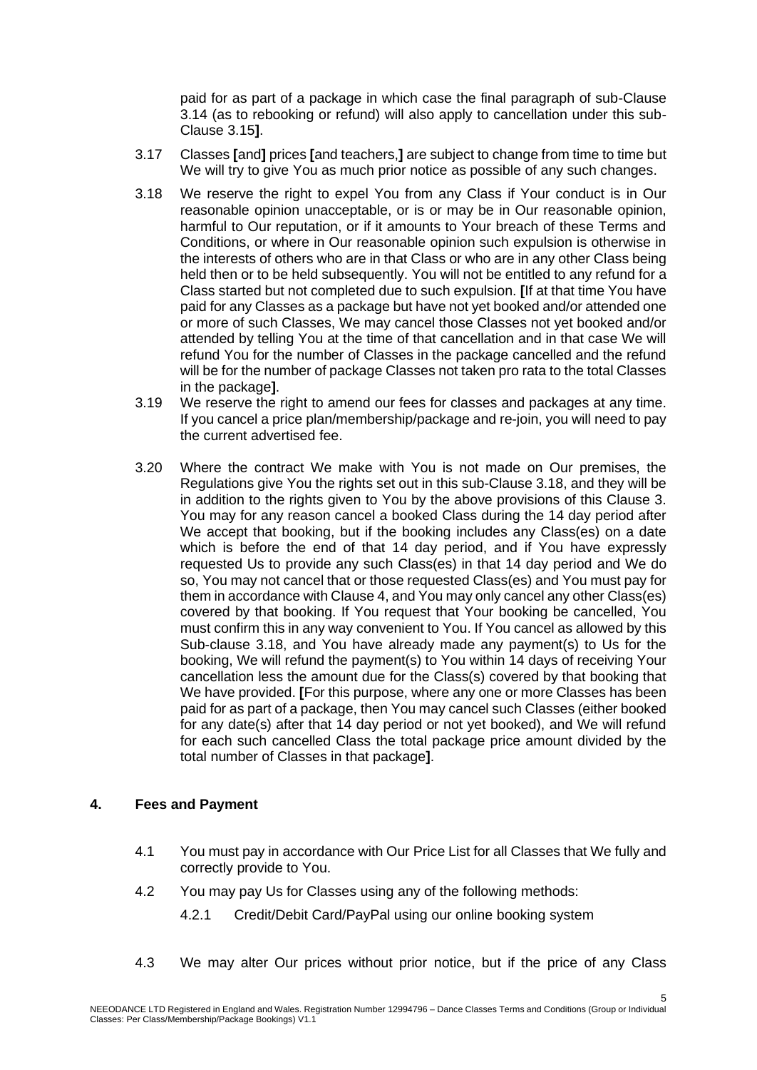paid for as part of a package in which case the final paragraph of sub-Clause 3.14 (as to rebooking or refund) will also apply to cancellation under this sub-Clause 3.15**]**.

3.17 Classes **[**and**]** prices **[**and teachers,**]** are subject to change from time to time but We will try to give You as much prior notice as possible of any such changes.

3.18 We reserve the right to expel You from any Class if Your conduct is in Our reasonable opinion unacceptable, or is or may be in Our reasonable opinion, harmful to Our reputation, or if it amounts to Your breach of these Terms and Conditions, or where in Our reasonable opinion such expulsion is otherwise in the interests of others who are in that Class or who are in any other Class being held then or to be held subsequently. You will not be entitled to any refund for a Class started but not completed due to such expulsion. **[**If at that time You have paid for any Classes as a package but have not yet booked and/or attended one or more of such Classes, We may cancel those Classes not yet booked and/or attended by telling You at the time of that cancellation and in that case We will refund You for the number of Classes in the package cancelled and the refund will be for the number of package Classes not taken pro rata to the total Classes in the package**]**.

3.19 We reserve the right to amend our fees for classes and packages at any time. If you cancel a price plan/membership/package and re-join, you will need to pay the current advertised fee.

3.20 Where the contract We make with You is not made on Our premises, the Regulations give You the rights set out in this sub-Clause 3.18, and they will be in addition to the rights given to You by the above provisions of this Clause 3. You may for any reason cancel a booked Class during the 14 day period after We accept that booking, but if the booking includes any Class(es) on a date which is before the end of that 14 day period, and if You have expressly requested Us to provide any such Class(es) in that 14 day period and We do so, You may not cancel that or those requested Class(es) and You must pay for them in accordance with Clause 4, and You may only cancel any other Class(es) covered by that booking. If You request that Your booking be cancelled, You must confirm this in any way convenient to You. If You cancel as allowed by this Sub-clause 3.18, and You have already made any payment(s) to Us for the booking, We will refund the payment(s) to You within 14 days of receiving Your cancellation less the amount due for the Class(s) covered by that booking that We have provided. **[**For this purpose, where any one or more Classes has been paid for as part of a package, then You may cancel such Classes (either booked for any date(s) after that 14 day period or not yet booked), and We will refund for each such cancelled Class the total package price amount divided by the total number of Classes in that package**]**.

## 4. Fees and Payment

4.1 You must pay in accordance with Our Price List for all Classes that We fully and correctly provide to You.

4.2 You may pay Us for Classes using any of the following methods:

4.2.1 Credit/Debit Card/PayPal using our online booking system

4.3 We may alter Our prices without prior notice, but if the price of any Class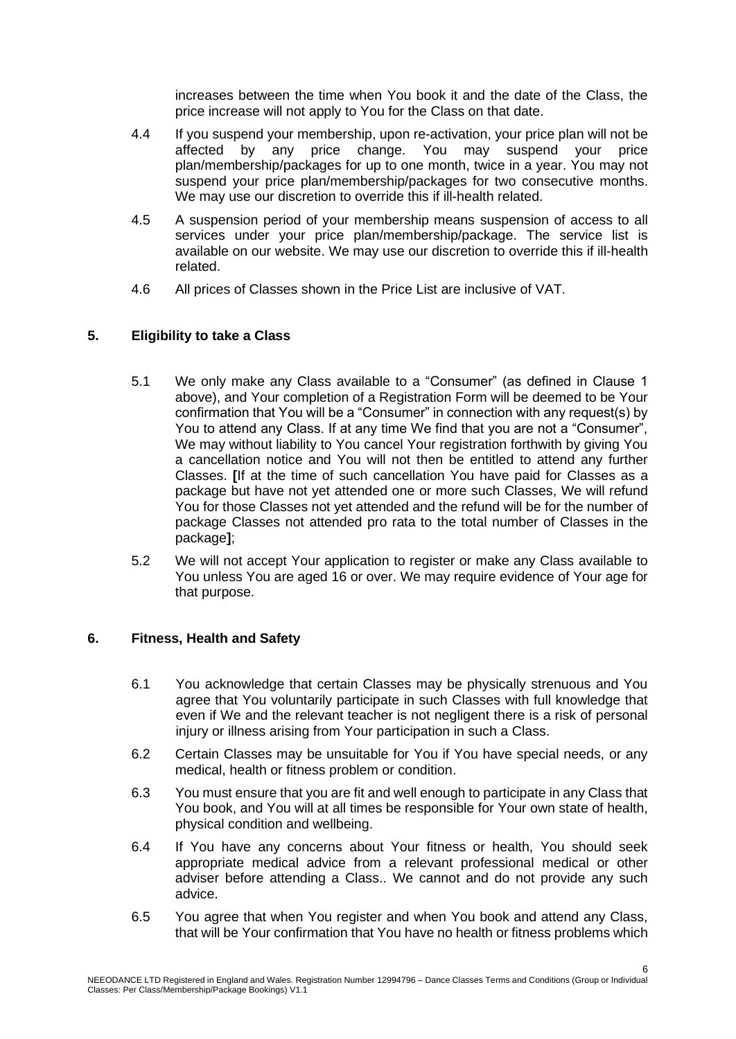increases between the time when You book it and the date of the Class, the price increase will not apply to You for the Class on that date.

4.4 If you suspend your membership, upon re-activation, your price plan will not be affected by any price change. You may suspend your price plan/membership/packages for up to one month, twice in a year. You may not suspend your price plan/membership/packages for two consecutive months. We may use our discretion to override this if ill-health related.

4.5 A suspension period of your membership means suspension of access to all services under your price plan/membership/package. The service list is available on our website. We may use our discretion to override this if ill-health related.

4.6 All prices of Classes shown in the Price List are inclusive of VAT.

## 5. Eligibility to take a Class

5.1 We only make any Class available to a "Consumer" (as defined in Clause 1 above), and Your completion of a Registration Form will be deemed to be Your confirmation that You will be a "Consumer" in connection with any request(s) by You to attend any Class. If at any time We find that you are not a "Consumer", We may without liability to You cancel Your registration forthwith by giving You a cancellation notice and You will not then be entitled to attend any further Classes. **[**If at the time of such cancellation You have paid for Classes as a package but have not yet attended one or more such Classes, We will refund You for those Classes not yet attended and the refund will be for the number of package Classes not attended pro rata to the total number of Classes in the package**]**;

5.2 We will not accept Your application to register or make any Class available to You unless You are aged 16 or over. We may require evidence of Your age for that purpose.

## 6. Fitness, Health and Safety

6.1 You acknowledge that certain Classes may be physically strenuous and You agree that You voluntarily participate in such Classes with full knowledge that even if We and the relevant teacher is not negligent there is a risk of personal injury or illness arising from Your participation in such a Class.

6.2 Certain Classes may be unsuitable for You if You have special needs, or any medical, health or fitness problem or condition.

6.3 You must ensure that you are fit and well enough to participate in any Class that You book, and You will at all times be responsible for Your own state of health, physical condition and wellbeing.

6.4 If You have any concerns about Your fitness or health, You should seek appropriate medical advice from a relevant professional medical or other adviser before attending a Class.. We cannot and do not provide any such advice.

6.5 You agree that when You register and when You book and attend any Class, that will be Your confirmation that You have no health or fitness problems which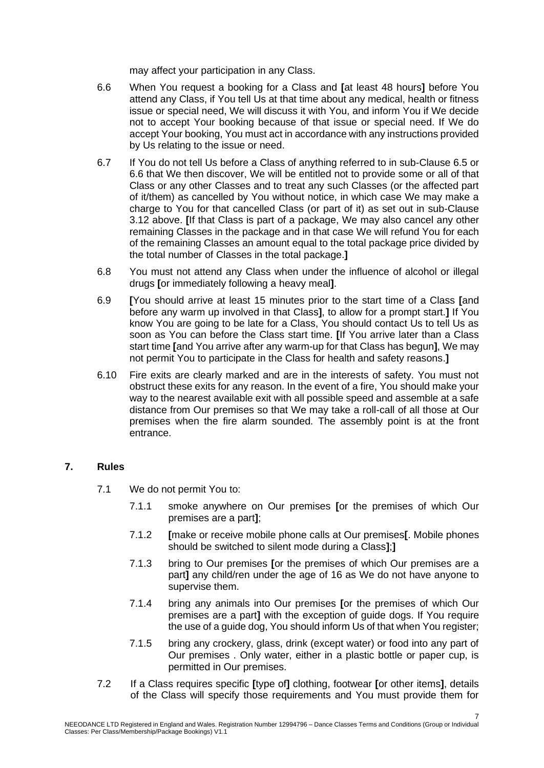may affect your participation in any Class.

6.6 When You request a booking for a Class and [at least 48 hours] before You attend any Class, if You tell Us at that time about any medical, health or fitness issue or special need, We will discuss it with You, and inform You if We decide not to accept Your booking because of that issue or special need. If We do accept Your booking, You must act in accordance with any instructions provided by Us relating to the issue or need.

6.7 If You do not tell Us before a Class of anything referred to in sub-Clause 6.5 or 6.6 that We then discover, We will be entitled not to provide some or all of that Class or any other Classes and to treat any such Classes (or the affected part of it/them) as cancelled by You without notice, in which case We may make a charge to You for that cancelled Class (or part of it) as set out in sub-Clause 3.12 above. [If that Class is part of a package, We may also cancel any other remaining Classes in the package and in that case We will refund You for each of the remaining Classes an amount equal to the total package price divided by the total number of Classes in the total package.]

6.8 You must not attend any Class when under the influence of alcohol or illegal drugs [or immediately following a heavy meal].

6.9 [You should arrive at least 15 minutes prior to the start time of a Class [and before any warm up involved in that Class], to allow for a prompt start.] If You know You are going to be late for a Class, You should contact Us to tell Us as soon as You can before the Class start time. [If You arrive later than a Class start time [and You arrive after any warm-up for that Class has begun], We may not permit You to participate in the Class for health and safety reasons.]

6.10 Fire exits are clearly marked and are in the interests of safety. You must not obstruct these exits for any reason. In the event of a fire, You should make your way to the nearest available exit with all possible speed and assemble at a safe distance from Our premises so that We may take a roll-call of all those at Our premises when the fire alarm sounded. The assembly point is at the front entrance.

## 7. Rules

7.1 We do not permit You to:

7.1.1 smoke anywhere on Our premises [or the premises of which Our premises are a part];

7.1.2 [make or receive mobile phone calls at Our premises[. Mobile phones should be switched to silent mode during a Class];]

7.1.3 bring to Our premises [or the premises of which Our premises are a part] any child/ren under the age of 16 as We do not have anyone to supervise them.

7.1.4 bring any animals into Our premises [or the premises of which Our premises are a part] with the exception of guide dogs. If You require the use of a guide dog, You should inform Us of that when You register;

7.1.5 bring any crockery, glass, drink (except water) or food into any part of Our premises . Only water, either in a plastic bottle or paper cup, is permitted in Our premises.

7.2 If a Class requires specific [type of] clothing, footwear [or other items], details of the Class will specify those requirements and You must provide them for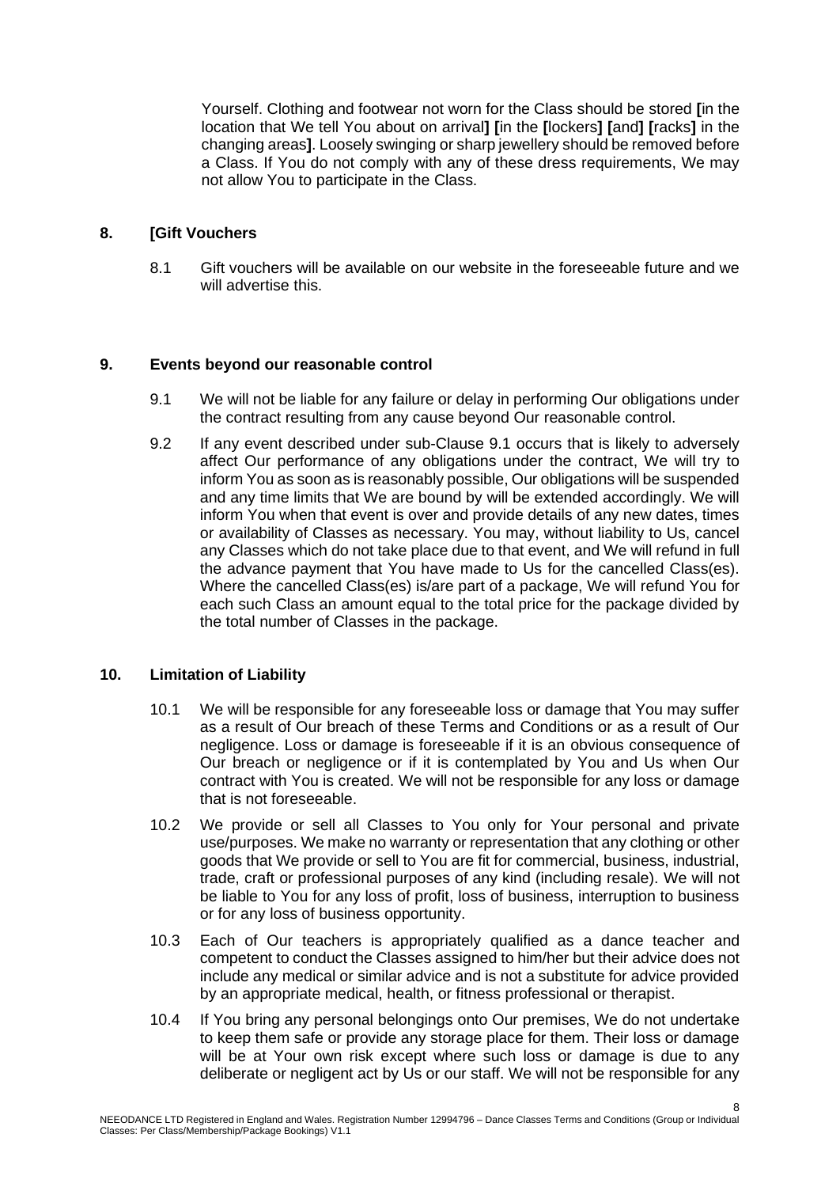Yourself. Clothing and footwear not worn for the Class should be stored **[**in the location that We tell You about on arrival**] [**in the **[**lockers**] [**and**] [**racks**]** in the changing areas**]**. Loosely swinging or sharp jewellery should be removed before a Class. If You do not comply with any of these dress requirements, We may not allow You to participate in the Class.

## 8. [Gift Vouchers

8.1 Gift vouchers will be available on our website in the foreseeable future and we will advertise this.

## 9. Events beyond our reasonable control

9.1 We will not be liable for any failure or delay in performing Our obligations under the contract resulting from any cause beyond Our reasonable control.

9.2 If any event described under sub-Clause 9.1 occurs that is likely to adversely affect Our performance of any obligations under the contract, We will try to inform You as soon as is reasonably possible, Our obligations will be suspended and any time limits that We are bound by will be extended accordingly. We will inform You when that event is over and provide details of any new dates, times or availability of Classes as necessary. You may, without liability to Us, cancel any Classes which do not take place due to that event, and We will refund in full the advance payment that You have made to Us for the cancelled Class(es). Where the cancelled Class(es) is/are part of a package, We will refund You for each such Class an amount equal to the total price for the package divided by the total number of Classes in the package.

## 10. Limitation of Liability

10.1 We will be responsible for any foreseeable loss or damage that You may suffer as a result of Our breach of these Terms and Conditions or as a result of Our negligence. Loss or damage is foreseeable if it is an obvious consequence of Our breach or negligence or if it is contemplated by You and Us when Our contract with You is created. We will not be responsible for any loss or damage that is not foreseeable.

10.2 We provide or sell all Classes to You only for Your personal and private use/purposes. We make no warranty or representation that any clothing or other goods that We provide or sell to You are fit for commercial, business, industrial, trade, craft or professional purposes of any kind (including resale). We will not be liable to You for any loss of profit, loss of business, interruption to business or for any loss of business opportunity.

10.3 Each of Our teachers is appropriately qualified as a dance teacher and competent to conduct the Classes assigned to him/her but their advice does not include any medical or similar advice and is not a substitute for advice provided by an appropriate medical, health, or fitness professional or therapist.

10.4 If You bring any personal belongings onto Our premises, We do not undertake to keep them safe or provide any storage place for them. Their loss or damage will be at Your own risk except where such loss or damage is due to any deliberate or negligent act by Us or our staff. We will not be responsible for any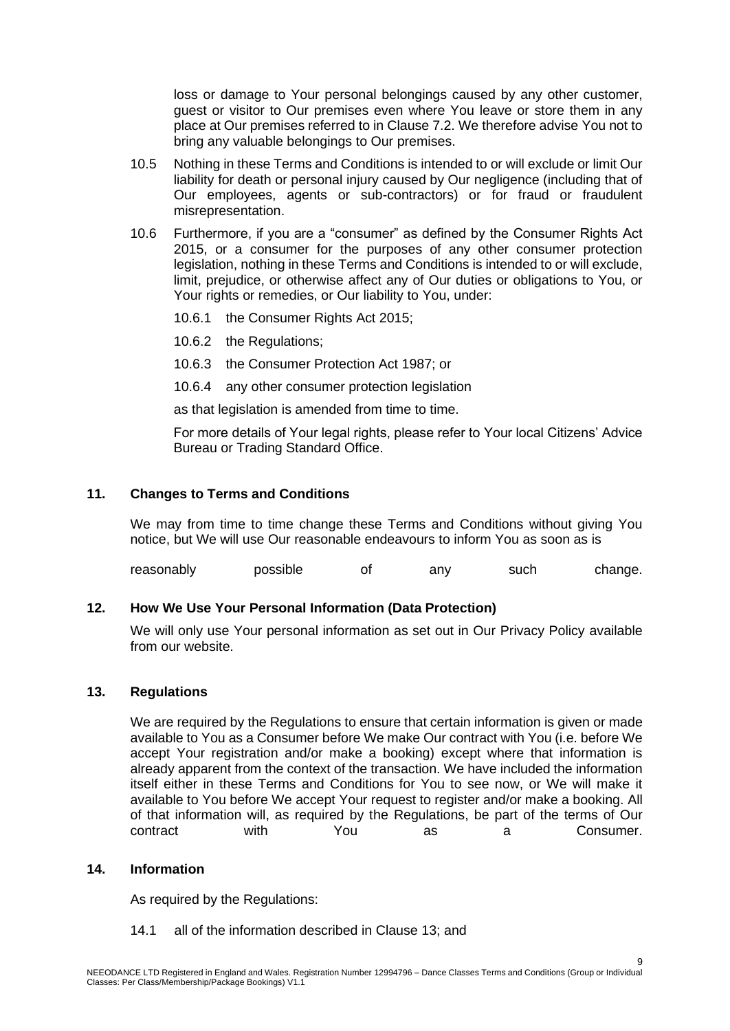loss or damage to Your personal belongings caused by any other customer, guest or visitor to Our premises even where You leave or store them in any place at Our premises referred to in Clause 7.2. We therefore advise You not to bring any valuable belongings to Our premises.

10.5 Nothing in these Terms and Conditions is intended to or will exclude or limit Our liability for death or personal injury caused by Our negligence (including that of Our employees, agents or sub-contractors) or for fraud or fraudulent misrepresentation.

10.6 Furthermore, if you are a "consumer" as defined by the Consumer Rights Act 2015, or a consumer for the purposes of any other consumer protection legislation, nothing in these Terms and Conditions is intended to or will exclude, limit, prejudice, or otherwise affect any of Our duties or obligations to You, or Your rights or remedies, or Our liability to You, under:

10.6.1 the Consumer Rights Act 2015;

10.6.2 the Regulations;

10.6.3 the Consumer Protection Act 1987; or

10.6.4 any other consumer protection legislation

as that legislation is amended from time to time.

For more details of Your legal rights, please refer to Your local Citizens' Advice Bureau or Trading Standard Office.

## 11. Changes to Terms and Conditions

We may from time to time change these Terms and Conditions without giving You notice, but We will use Our reasonable endeavours to inform You as soon as is reasonably possible of any such change.

## 12. How We Use Your Personal Information (Data Protection)

We will only use Your personal information as set out in Our Privacy Policy available from our website.

## 13. Regulations

We are required by the Regulations to ensure that certain information is given or made available to You as a Consumer before We make Our contract with You (i.e. before We accept Your registration and/or make a booking) except where that information is already apparent from the context of the transaction. We have included the information itself either in these Terms and Conditions for You to see now, or We will make it available to You before We accept Your request to register and/or make a booking. All of that information will, as required by the Regulations, be part of the terms of Our contract with You as a Consumer.

## 14. Information

As required by the Regulations:

14.1 all of the information described in Clause 13; and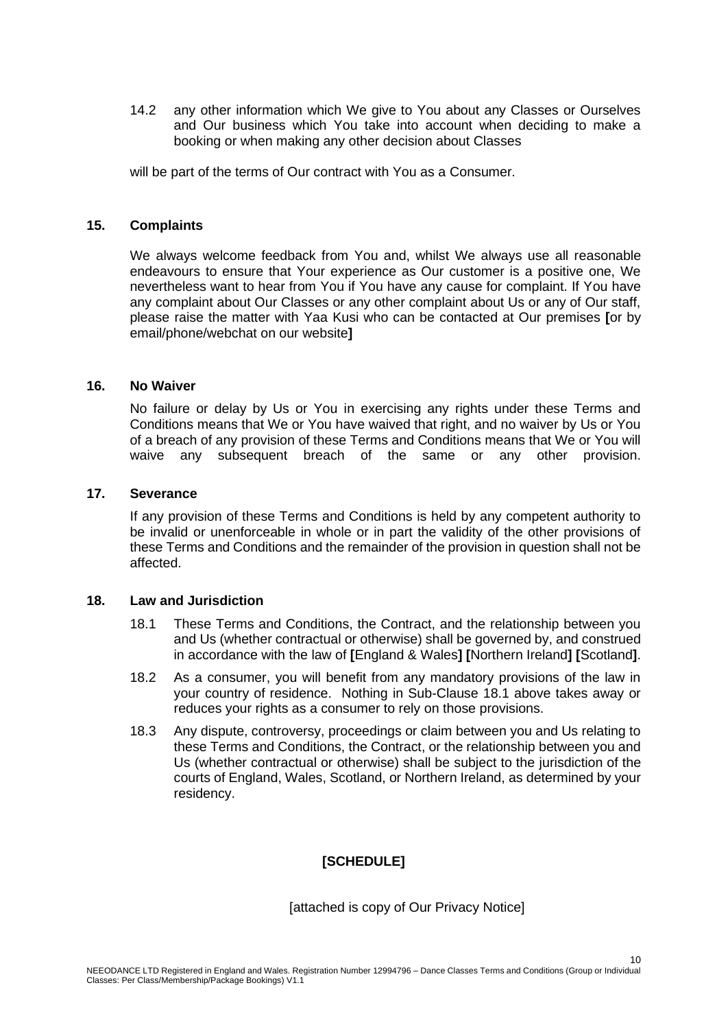14.2 any other information which We give to You about any Classes or Ourselves and Our business which You take into account when deciding to make a booking or when making any other decision about Classes

will be part of the terms of Our contract with You as a Consumer.

## 15. Complaints

We always welcome feedback from You and, whilst We always use all reasonable endeavours to ensure that Your experience as Our customer is a positive one, We nevertheless want to hear from You if You have any cause for complaint. If You have any complaint about Our Classes or any other complaint about Us or any of Our staff, please raise the matter with Yaa Kusi who can be contacted at Our premises **[**or by email/phone/webchat on our website**]**

## 16. No Waiver

No failure or delay by Us or You in exercising any rights under these Terms and Conditions means that We or You have waived that right, and no waiver by Us or You of a breach of any provision of these Terms and Conditions means that We or You will waive any subsequent breach of the same or any other provision.

## 17. Severance

If any provision of these Terms and Conditions is held by any competent authority to be invalid or unenforceable in whole or in part the validity of the other provisions of these Terms and Conditions and the remainder of the provision in question shall not be affected.

## 18. Law and Jurisdiction

18.1 These Terms and Conditions, the Contract, and the relationship between you and Us (whether contractual or otherwise) shall be governed by, and construed in accordance with the law of **[**England & Wales**]** **[**Northern Ireland**]** **[**Scotland**]**.

18.2 As a consumer, you will benefit from any mandatory provisions of the law in your country of residence. Nothing in Sub-Clause 18.1 above takes away or reduces your rights as a consumer to rely on those provisions.

18.3 Any dispute, controversy, proceedings or claim between you and Us relating to these Terms and Conditions, the Contract, or the relationship between you and Us (whether contractual or otherwise) shall be subject to the jurisdiction of the courts of England, Wales, Scotland, or Northern Ireland, as determined by your residency.

**[SCHEDULE]**

[attached is copy of Our Privacy Notice]